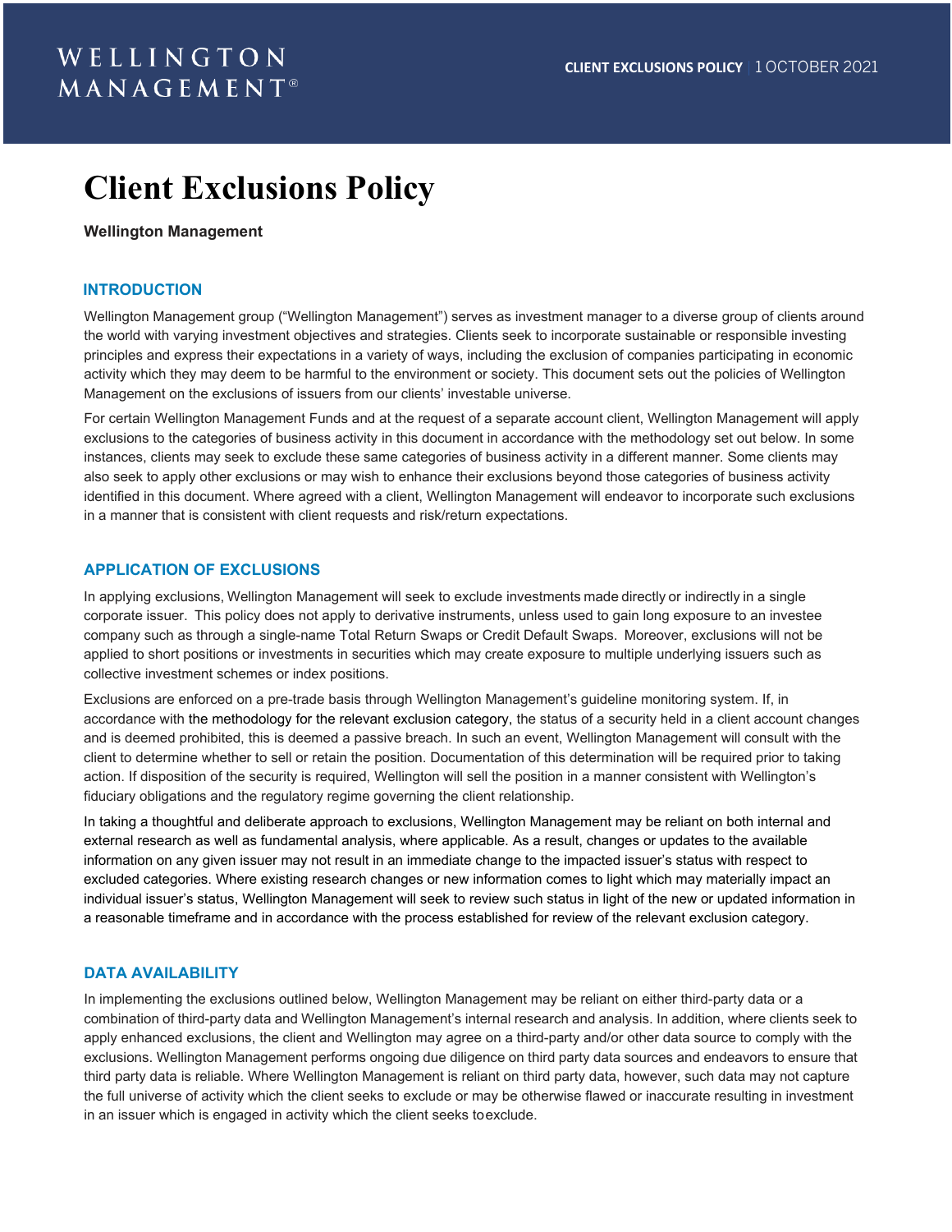WELLINGTON MANAGEMENT®

**CLIENT EXCLUSIONS POLICY** | 1 OCTOBER 2021

# Client Exclusions Policy

**Wellington Management**

## INTRODUCTION

Wellington Management group ("Wellington Management") serves as investment manager to a diverse group of clients around the world with varying investment objectives and strategies. Clients seek to incorporate sustainable or responsible investing principles and express their expectations in a variety of ways, including the exclusion of companies participating in economic activity which they may deem to be harmful to the environment or society. This document sets out the policies of Wellington Management on the exclusions of issuers from our clients' investable universe.

For certain Wellington Management Funds and at the request of a separate account client, Wellington Management will apply exclusions to the categories of business activity in this document in accordance with the methodology set out below. In some instances, clients may seek to exclude these same categories of business activity in a different manner. Some clients may also seek to apply other exclusions or may wish to enhance their exclusions beyond those categories of business activity identified in this document. Where agreed with a client, Wellington Management will endeavor to incorporate such exclusions in a manner that is consistent with client requests and risk/return expectations.

## APPLICATION OF EXCLUSIONS

In applying exclusions, Wellington Management will seek to exclude investments made directly or indirectly in a single corporate issuer. This policy does not apply to derivative instruments, unless used to gain long exposure to an investee company such as through a single-name Total Return Swaps or Credit Default Swaps. Moreover, exclusions will not be applied to short positions or investments in securities which may create exposure to multiple underlying issuers such as collective investment schemes or index positions.

Exclusions are enforced on a pre-trade basis through Wellington Management's guideline monitoring system. If, in accordance with the methodology for the relevant exclusion category, the status of a security held in a client account changes and is deemed prohibited, this is deemed a passive breach. In such an event, Wellington Management will consult with the client to determine whether to sell or retain the position. Documentation of this determination will be required prior to taking action. If disposition of the security is required, Wellington will sell the position in a manner consistent with Wellington's fiduciary obligations and the regulatory regime governing the client relationship.

In taking a thoughtful and deliberate approach to exclusions, Wellington Management may be reliant on both internal and external research as well as fundamental analysis, where applicable. As a result, changes or updates to the available information on any given issuer may not result in an immediate change to the impacted issuer's status with respect to excluded categories. Where existing research changes or new information comes to light which may materially impact an individual issuer's status, Wellington Management will seek to review such status in light of the new or updated information in a reasonable timeframe and in accordance with the process established for review of the relevant exclusion category.

## DATA AVAILABILITY

In implementing the exclusions outlined below, Wellington Management may be reliant on either third-party data or a combination of third-party data and Wellington Management's internal research and analysis. In addition, where clients seek to apply enhanced exclusions, the client and Wellington may agree on a third-party and/or other data source to comply with the exclusions. Wellington Management performs ongoing due diligence on third party data sources and endeavors to ensure that third party data is reliable. Where Wellington Management is reliant on third party data, however, such data may not capture the full universe of activity which the client seeks to exclude or may be otherwise flawed or inaccurate resulting in investment in an issuer which is engaged in activity which the client seeks to exclude.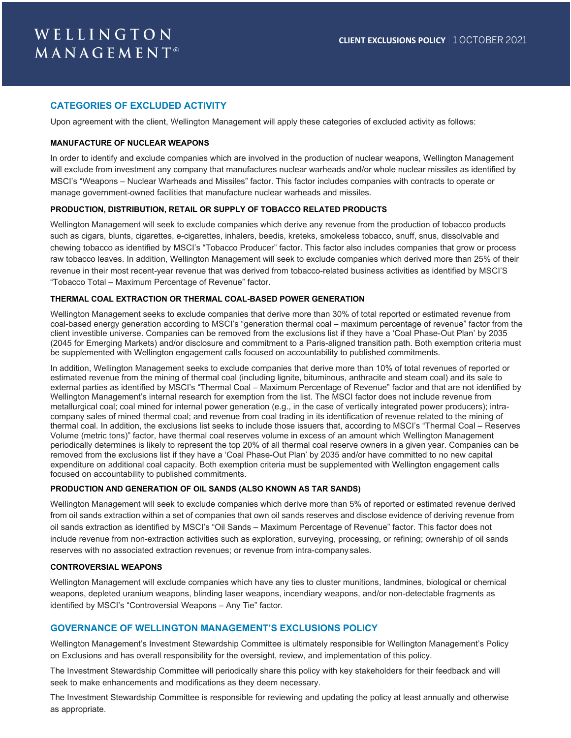## CATEGORIES OF EXCLUDED ACTIVITY

Upon agreement with the client, Wellington Management will apply these categories of excluded activity as follows:

### MANUFACTURE OF NUCLEAR WEAPONS

In order to identify and exclude companies which are involved in the production of nuclear weapons, Wellington Management will exclude from investment any company that manufactures nuclear warheads and/or whole nuclear missiles as identified by MSCI's "Weapons – Nuclear Warheads and Missiles" factor. This factor includes companies with contracts to operate or manage government-owned facilities that manufacture nuclear warheads and missiles.

### PRODUCTION, DISTRIBUTION, RETAIL OR SUPPLY OF TOBACCO RELATED PRODUCTS

Wellington Management will seek to exclude companies which derive any revenue from the production of tobacco products such as cigars, blunts, cigarettes, e-cigarettes, inhalers, beedis, kreteks, smokeless tobacco, snuff, snus, dissolvable and chewing tobacco as identified by MSCI's "Tobacco Producer" factor. This factor also includes companies that grow or process raw tobacco leaves. In addition, Wellington Management will seek to exclude companies which derived more than 25% of their revenue in their most recent-year revenue that was derived from tobacco-related business activities as identified by MSCI'S "Tobacco Total – Maximum Percentage of Revenue" factor.

### THERMAL COAL EXTRACTION OR THERMAL COAL-BASED POWER GENERATION

Wellington Management seeks to exclude companies that derive more than 30% of total reported or estimated revenue from coal-based energy generation according to MSCI's "generation thermal coal – maximum percentage of revenue" factor from the client investible universe. Companies can be removed from the exclusions list if they have a 'Coal Phase-Out Plan' by 2035 (2045 for Emerging Markets) and/or disclosure and commitment to a Paris-aligned transition path. Both exemption criteria must be supplemented with Wellington engagement calls focused on accountability to published commitments.

In addition, Wellington Management seeks to exclude companies that derive more than 10% of total revenues of reported or estimated revenue from the mining of thermal coal (including lignite, bituminous, anthracite and steam coal) and its sale to external parties as identified by MSCI's "Thermal Coal – Maximum Percentage of Revenue" factor and that are not identified by Wellington Management's internal research for exemption from the list. The MSCI factor does not include revenue from metallurgical coal; coal mined for internal power generation (e.g., in the case of vertically integrated power producers); intra-company sales of mined thermal coal; and revenue from coal trading in its identification of revenue related to the mining of thermal coal. In addition, the exclusions list seeks to include those issuers that, according to MSCI's "Thermal Coal – Reserves Volume (metric tons)" factor, have thermal coal reserves volume in excess of an amount which Wellington Management periodically determines is likely to represent the top 20% of all thermal coal reserve owners in a given year. Companies can be removed from the exclusions list if they have a 'Coal Phase-Out Plan' by 2035 and/or have committed to no new capital expenditure on additional coal capacity. Both exemption criteria must be supplemented with Wellington engagement calls focused on accountability to published commitments.

### PRODUCTION AND GENERATION OF OIL SANDS (ALSO KNOWN AS TAR SANDS)

Wellington Management will seek to exclude companies which derive more than 5% of reported or estimated revenue derived from oil sands extraction within a set of companies that own oil sands reserves and disclose evidence of deriving revenue from oil sands extraction as identified by MSCI's "Oil Sands – Maximum Percentage of Revenue" factor. This factor does not include revenue from non-extraction activities such as exploration, surveying, processing, or refining; ownership of oil sands reserves with no associated extraction revenues; or revenue from intra-company sales.

### CONTROVERSIAL WEAPONS

Wellington Management will exclude companies which have any ties to cluster munitions, landmines, biological or chemical weapons, depleted uranium weapons, blinding laser weapons, incendiary weapons, and/or non-detectable fragments as identified by MSCI's "Controversial Weapons – Any Tie" factor.

## GOVERNANCE OF WELLINGTON MANAGEMENT'S EXCLUSIONS POLICY

Wellington Management's Investment Stewardship Committee is ultimately responsible for Wellington Management's Policy on Exclusions and has overall responsibility for the oversight, review, and implementation of this policy.

The Investment Stewardship Committee will periodically share this policy with key stakeholders for their feedback and will seek to make enhancements and modifications as they deem necessary.

The Investment Stewardship Committee is responsible for reviewing and updating the policy at least annually and otherwise as appropriate.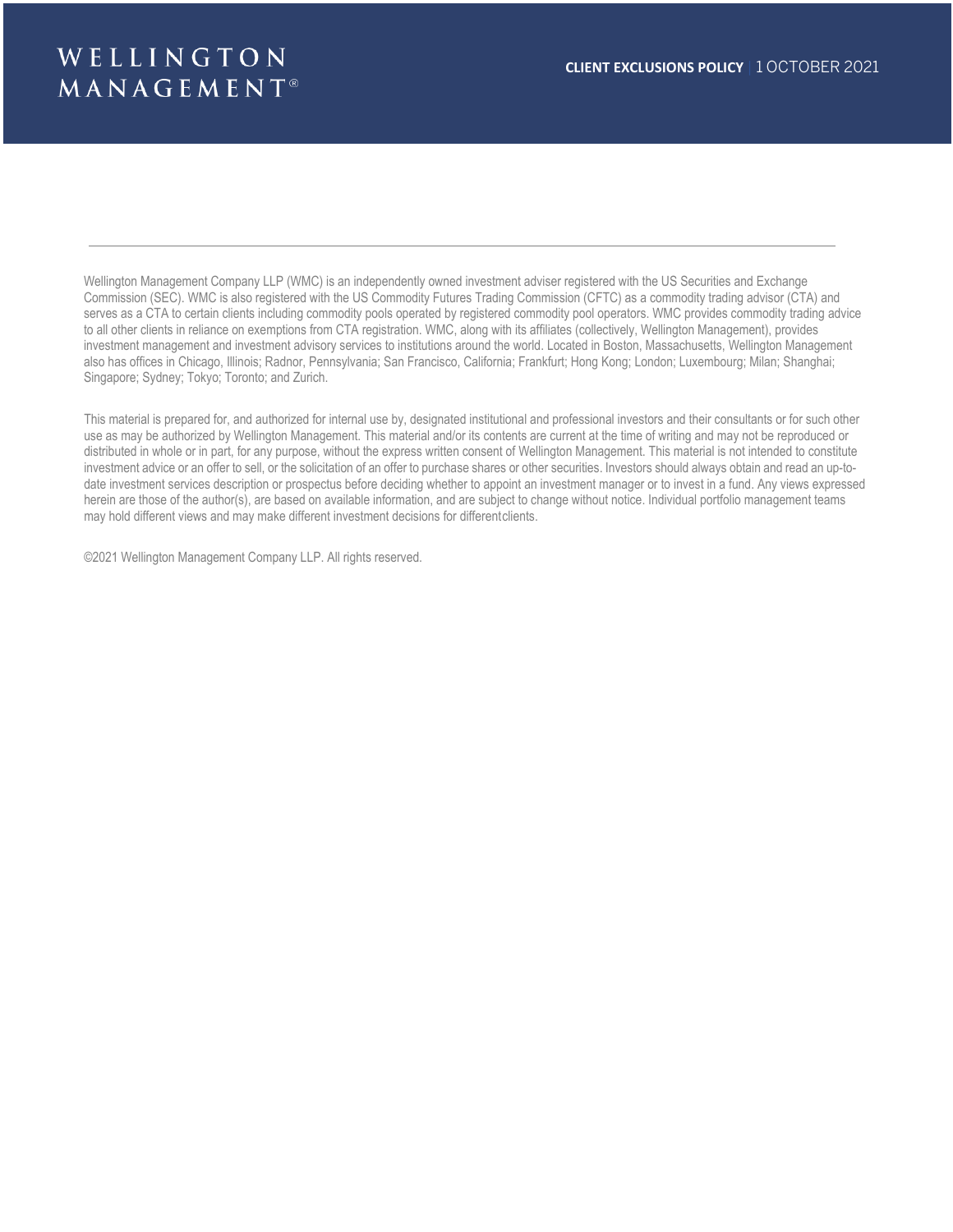Wellington Management Company LLP (WMC) is an independently owned investment adviser registered with the US Securities and Exchange Commission (SEC). WMC is also registered with the US Commodity Futures Trading Commission (CFTC) as a commodity trading advisor (CTA) and serves as a CTA to certain clients including commodity pools operated by registered commodity pool operators. WMC provides commodity trading advice to all other clients in reliance on exemptions from CTA registration. WMC, along with its affiliates (collectively, Wellington Management), provides investment management and investment advisory services to institutions around the world. Located in Boston, Massachusetts, Wellington Management also has offices in Chicago, Illinois; Radnor, Pennsylvania; San Francisco, California; Frankfurt; Hong Kong; London; Luxembourg; Milan; Shanghai; Singapore; Sydney; Tokyo; Toronto; and Zurich.

This material is prepared for, and authorized for internal use by, designated institutional and professional investors and their consultants or for such other use as may be authorized by Wellington Management. This material and/or its contents are current at the time of writing and may not be reproduced or distributed in whole or in part, for any purpose, without the express written consent of Wellington Management. This material is not intended to constitute investment advice or an offer to sell, or the solicitation of an offer to purchase shares or other securities. Investors should always obtain and read an up-to-date investment services description or prospectus before deciding whether to appoint an investment manager or to invest in a fund. Any views expressed herein are those of the author(s), are based on available information, and are subject to change without notice. Individual portfolio management teams may hold different views and may make different investment decisions for different clients.

©2021 Wellington Management Company LLP. All rights reserved.